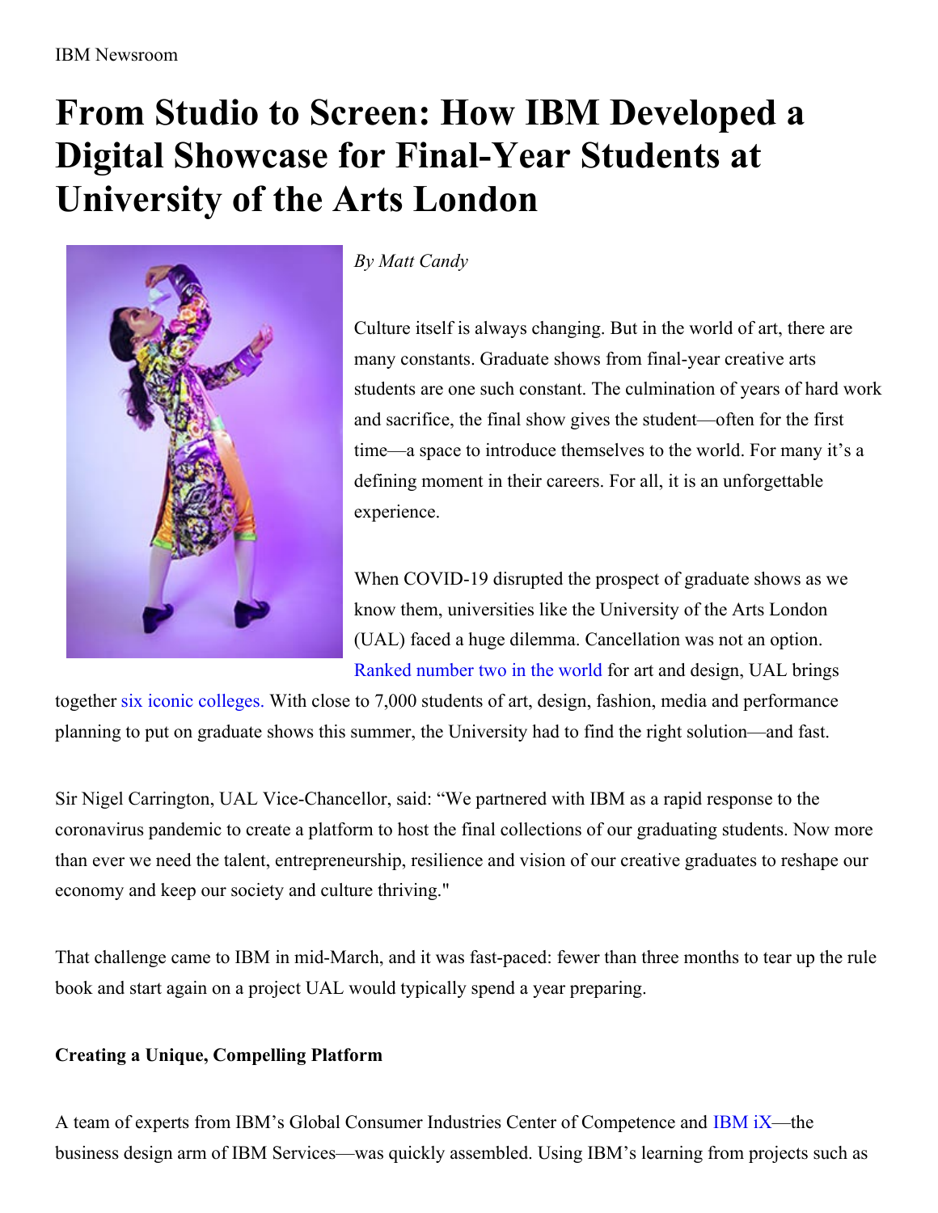# From Studio to Screen: How IBM Developed a Digital Showcase for Final-Year Students at University of the Arts London

*By Matt Candy*

Culture itself is always changing. But in the world of art, there are many constants. Graduate shows from final-year creative arts students are one such constant. The culmination of years of hard work and sacrifice, the final show gives the student—often for the first time—a space to introduce themselves to the world. For many it's a defining moment in their careers. For all, it is an unforgettable experience.

When COVID-19 disrupted the prospect of graduate shows as we know them, universities like the University of the Arts London (UAL) faced a huge dilemma. Cancellation was not an option. Ranked number two in the world for art and design, UAL brings together six iconic colleges. With close to 7,000 students of art, design, fashion, media and performance planning to put on graduate shows this summer, the University had to find the right solution—and fast.

Sir Nigel Carrington, UAL Vice-Chancellor, said: "We partnered with IBM as a rapid response to the coronavirus pandemic to create a platform to host the final collections of our graduating students. Now more than ever we need the talent, entrepreneurship, resilience and vision of our creative graduates to reshape our economy and keep our society and culture thriving."

That challenge came to IBM in mid-March, and it was fast-paced: fewer than three months to tear up the rule book and start again on a project UAL would typically spend a year preparing.

**Creating a Unique, Compelling Platform**

A team of experts from IBM's Global Consumer Industries Center of Competence and IBM iX—the business design arm of IBM Services—was quickly assembled. Using IBM's learning from projects such as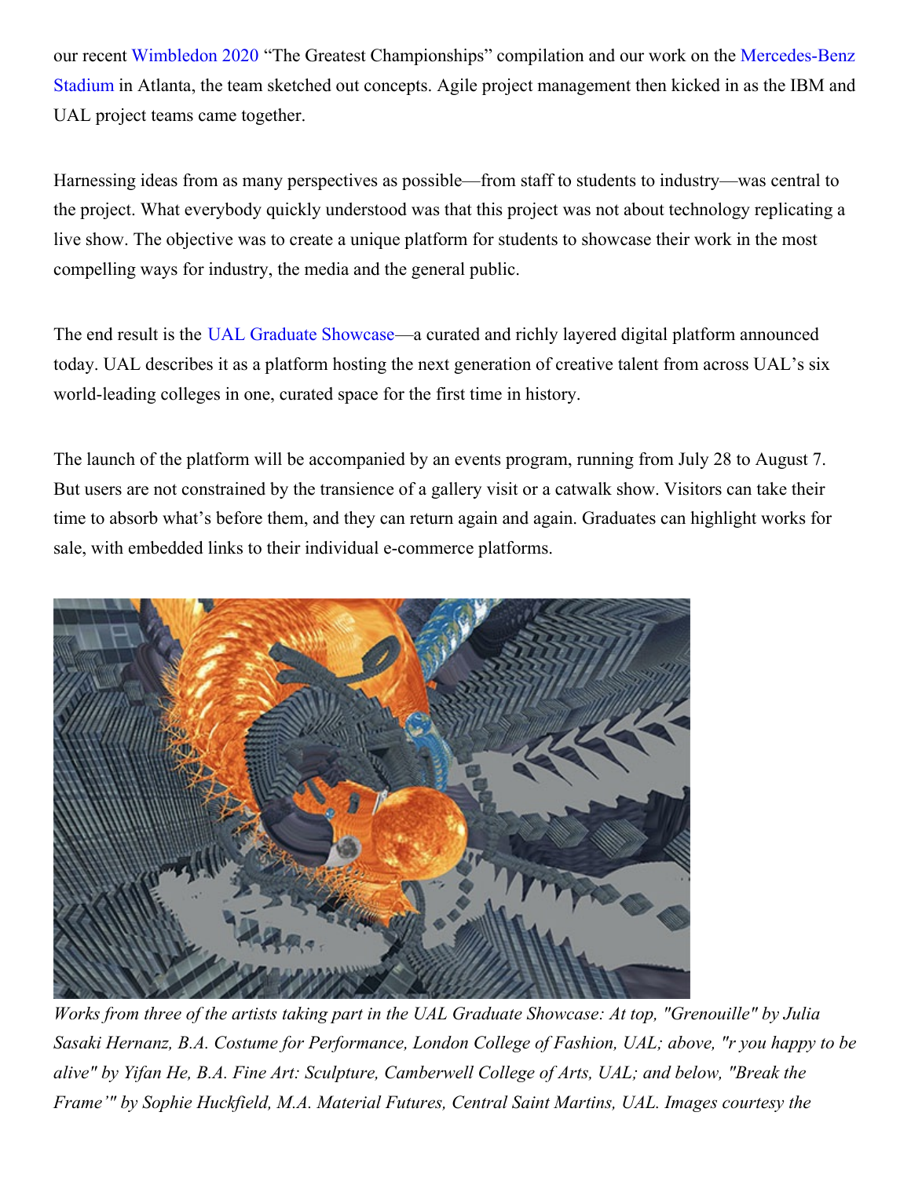our recent Wimbledon 2020 “The Greatest Championships” compilation and our work on the Mercedes-Benz Stadium in Atlanta, the team sketched out concepts. Agile project management then kicked in as the IBM and UAL project teams came together.

Harnessing ideas from as many perspectives as possible—from staff to students to industry—was central to the project. What everybody quickly understood was that this project was not about technology replicating a live show. The objective was to create a unique platform for students to showcase their work in the most compelling ways for industry, the media and the general public.

The end result is the UAL Graduate Showcase—a curated and richly layered digital platform announced today. UAL describes it as a platform hosting the next generation of creative talent from across UAL’s six world-leading colleges in one, curated space for the first time in history.

The launch of the platform will be accompanied by an events program, running from July 28 to August 7. But users are not constrained by the transience of a gallery visit or a catwalk show. Visitors can take their time to absorb what’s before them, and they can return again and again. Graduates can highlight works for sale, with embedded links to their individual e-commerce platforms.

*Works from three of the artists taking part in the UAL Graduate Showcase: At top, "Grenouille" by Julia Sasaki Hernanz, B.A. Costume for Performance, London College of Fashion, UAL; above, "r you happy to be alive" by Yifan He, B.A. Fine Art: Sculpture, Camberwell College of Arts, UAL; and below, "Break the Frame’" by Sophie Huckfield, M.A. Material Futures, Central Saint Martins, UAL. Images courtesy the*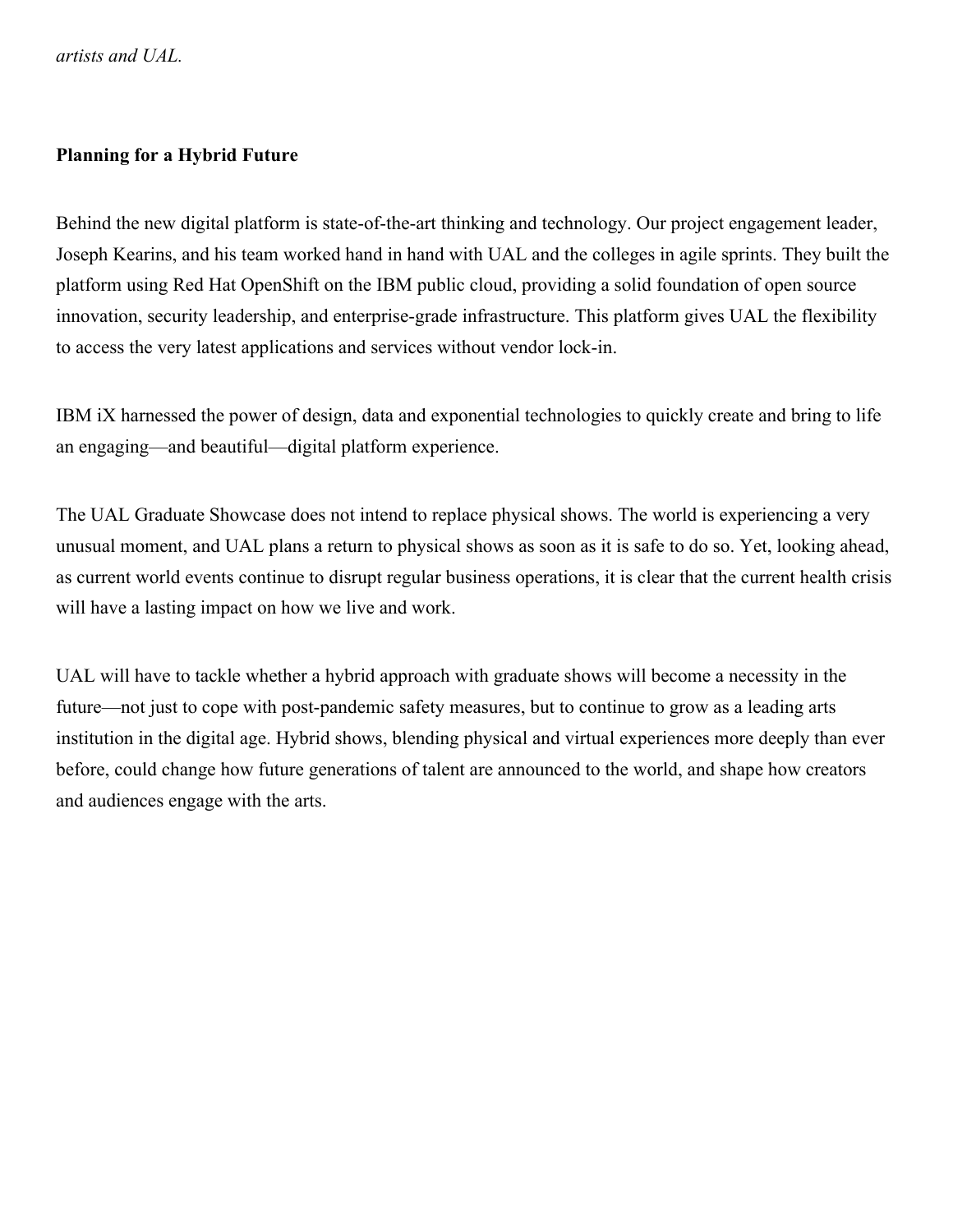*artists and UAL.*

**Planning for a Hybrid Future**

Behind the new digital platform is state-of-the-art thinking and technology. Our project engagement leader, Joseph Kearins, and his team worked hand in hand with UAL and the colleges in agile sprints. They built the platform using Red Hat OpenShift on the IBM public cloud, providing a solid foundation of open source innovation, security leadership, and enterprise-grade infrastructure. This platform gives UAL the flexibility to access the very latest applications and services without vendor lock-in.

IBM iX harnessed the power of design, data and exponential technologies to quickly create and bring to life an engaging—and beautiful—digital platform experience.

The UAL Graduate Showcase does not intend to replace physical shows. The world is experiencing a very unusual moment, and UAL plans a return to physical shows as soon as it is safe to do so. Yet, looking ahead, as current world events continue to disrupt regular business operations, it is clear that the current health crisis will have a lasting impact on how we live and work.

UAL will have to tackle whether a hybrid approach with graduate shows will become a necessity in the future—not just to cope with post-pandemic safety measures, but to continue to grow as a leading arts institution in the digital age. Hybrid shows, blending physical and virtual experiences more deeply than ever before, could change how future generations of talent are announced to the world, and shape how creators and audiences engage with the arts.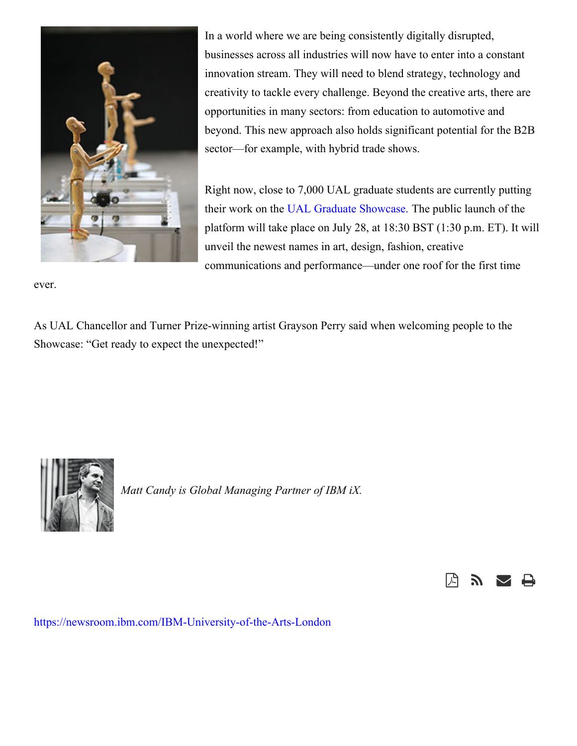In a world where we are being consistently digitally disrupted, businesses across all industries will now have to enter into a constant innovation stream. They will need to blend strategy, technology and creativity to tackle every challenge. Beyond the creative arts, there are opportunities in many sectors: from education to automotive and beyond. This new approach also holds significant potential for the B2B sector—for example, with hybrid trade shows.

Right now, close to 7,000 UAL graduate students are currently putting their work on the UAL Graduate Showcase. The public launch of the platform will take place on July 28, at 18:30 BST (1:30 p.m. ET). It will unveil the newest names in art, design, fashion, creative communications and performance—under one roof for the first time ever.

As UAL Chancellor and Turner Prize-winning artist Grayson Perry said when welcoming people to the Showcase: "Get ready to expect the unexpected!"

*Matt Candy is Global Managing Partner of IBM iX.*

https://newsroom.ibm.com/IBM-University-of-the-Arts-London